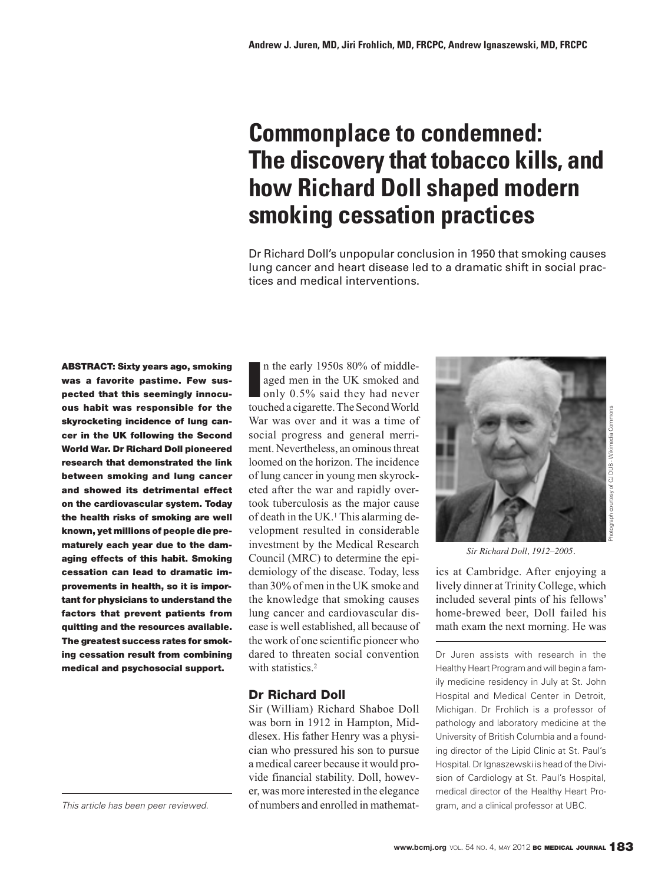Andrew J. Juren, MD, Jiri Frohlich, MD, FRCPC, Andrew Ignaszewski, MD, FRCPC

# Commonplace to condemned: The discovery that tobacco kills, and how Richard Doll shaped modern smoking cessation practices

Dr Richard Doll's unpopular conclusion in 1950 that smoking causes lung cancer and heart disease led to a dramatic shift in social practices and medical interventions.

**ABSTRACT: Sixty years ago, smoking was a favorite pastime. Few suspected that this seemingly innocuous habit was responsible for the skyrocketing incidence of lung cancer in the UK following the Second World War. Dr Richard Doll pioneered research that demonstrated the link between smoking and lung cancer and showed its detrimental effect on the cardiovascular system. Today the health risks of smoking are well known, yet millions of people die prematurely each year due to the damaging effects of this habit. Smoking cessation can lead to dramatic improvements in health, so it is important for physicians to understand the factors that prevent patients from quitting and the resources available. The greatest success rates for smoking cessation result from combining medical and psychosocial support.**

*This article has been peer reviewed.*

In the early 1950s 80% of middle-aged men in the UK smoked and only 0.5% said they had never touched a cigarette. The Second World War was over and it was a time of social progress and general merriment. Nevertheless, an ominous threat loomed on the horizon. The incidence of lung cancer in young men skyrocketed after the war and rapidly overtook tuberculosis as the major cause of death in the UK.[1] This alarming development resulted in considerable investment by the Medical Research Council (MRC) to determine the epidemiology of the disease. Today, less than 30% of men in the UK smoke and the knowledge that smoking causes lung cancer and cardiovascular disease is well established, all because of the work of one scientific pioneer who dared to threaten social convention with statistics.[2]

## Dr Richard Doll

Sir (William) Richard Shaboe Doll was born in 1912 in Hampton, Middlesex. His father Henry was a physician who pressured his son to pursue a medical career because it would provide financial stability. Doll, however, was more interested in the elegance of numbers and enrolled in mathematics at Cambridge. After enjoying a lively dinner at Trinity College, which included several pints of his fellows' home-brewed beer, Doll failed his math exam the next morning. He was

*Sir Richard Doll, 1912–2005.*

Photograph courtesy of CJ DUB - Wikimedia Commons

Dr Juren assists with research in the Healthy Heart Program and will begin a family medicine residency in July at St. John Hospital and Medical Center in Detroit, Michigan. Dr Frohlich is a professor of pathology and laboratory medicine at the University of British Columbia and a founding director of the Lipid Clinic at St. Paul's Hospital. Dr Ignaszewski is head of the Division of Cardiology at St. Paul's Hospital, medical director of the Healthy Heart Program, and a clinical professor at UBC.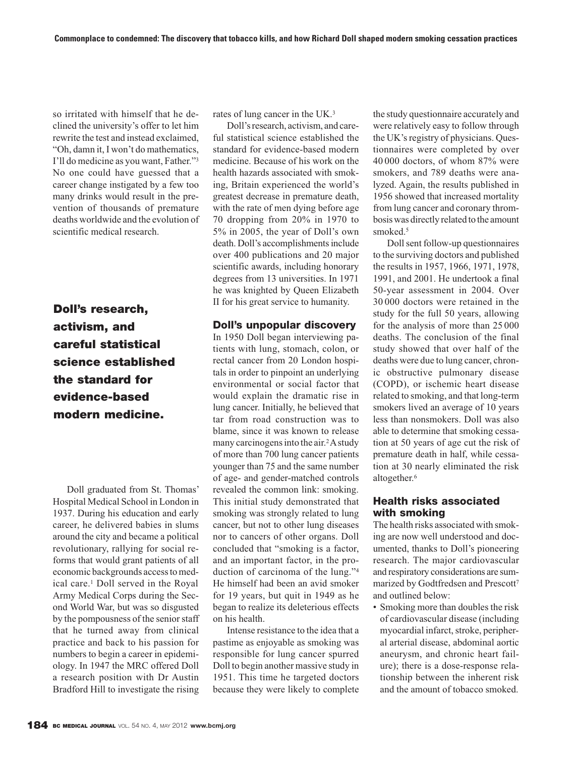so irritated with himself that he declined the university's offer to let him rewrite the test and instead exclaimed, "Oh, damn it, I won't do mathematics, I'll do medicine as you want, Father."[3] No one could have guessed that a career change instigated by a few too many drinks would result in the prevention of thousands of premature deaths worldwide and the evolution of scientific medical research.

**Doll's research, activism, and careful statistical science established the standard for evidence-based modern medicine.**

Doll graduated from St. Thomas' Hospital Medical School in London in 1937. During his education and early career, he delivered babies in slums around the city and became a political revolutionary, rallying for social reforms that would grant patients of all economic backgrounds access to medical care.[1] Doll served in the Royal Army Medical Corps during the Second World War, but was so disgusted by the pompousness of the senior staff that he turned away from clinical practice and back to his passion for numbers to begin a career in epidemiology. In 1947 the MRC offered Doll a research position with Dr Austin Bradford Hill to investigate the rising rates of lung cancer in the UK.[3]

Doll's research, activism, and careful statistical science established the standard for evidence-based modern medicine. Because of his work on the health hazards associated with smoking, Britain experienced the world's greatest decrease in premature death, with the rate of men dying before age 70 dropping from 20% in 1970 to 5% in 2005, the year of Doll's own death. Doll's accomplishments include over 400 publications and 20 major scientific awards, including honorary degrees from 13 universities. In 1971 he was knighted by Queen Elizabeth II for his great service to humanity.

## Doll's unpopular discovery

In 1950 Doll began interviewing patients with lung, stomach, colon, or rectal cancer from 20 London hospitals in order to pinpoint an underlying environmental or social factor that would explain the dramatic rise in lung cancer. Initially, he believed that tar from road construction was to blame, since it was known to release many carcinogens into the air.[2] A study of more than 700 lung cancer patients younger than 75 and the same number of age- and gender-matched controls revealed the common link: smoking. This initial study demonstrated that smoking was strongly related to lung cancer, but not to other lung diseases nor to cancers of other organs. Doll concluded that "smoking is a factor, and an important factor, in the production of carcinoma of the lung."[4] He himself had been an avid smoker for 19 years, but quit in 1949 as he began to realize its deleterious effects on his health.

Intense resistance to the idea that a pastime as enjoyable as smoking was responsible for lung cancer spurred Doll to begin another massive study in 1951. This time he targeted doctors because they were likely to complete the study questionnaire accurately and were relatively easy to follow through the UK's registry of physicians. Questionnaires were completed by over 40 000 doctors, of whom 87% were smokers, and 789 deaths were analyzed. Again, the results published in 1956 showed that increased mortality from lung cancer and coronary thrombosis was directly related to the amount smoked.[5]

Doll sent follow-up questionnaires to the surviving doctors and published the results in 1957, 1966, 1971, 1978, 1991, and 2001. He undertook a final 50-year assessment in 2004. Over 30 000 doctors were retained in the study for the full 50 years, allowing for the analysis of more than 25 000 deaths. The conclusion of the final study showed that over half of the deaths were due to lung cancer, chronic obstructive pulmonary disease (COPD), or ischemic heart disease related to smoking, and that long-term smokers lived an average of 10 years less than nonsmokers. Doll was also able to determine that smoking cessation at 50 years of age cut the risk of premature death in half, while cessation at 30 nearly eliminated the risk altogether.[6]

## Health risks associated with smoking

The health risks associated with smoking are now well understood and documented, thanks to Doll's pioneering research. The major cardiovascular and respiratory considerations are summarized by Godtfredsen and Prescott[7] and outlined below:

- Smoking more than doubles the risk of cardiovascular disease (including myocardial infarct, stroke, peripheral arterial disease, abdominal aortic aneurysm, and chronic heart failure); there is a dose-response relationship between the inherent risk and the amount of tobacco smoked.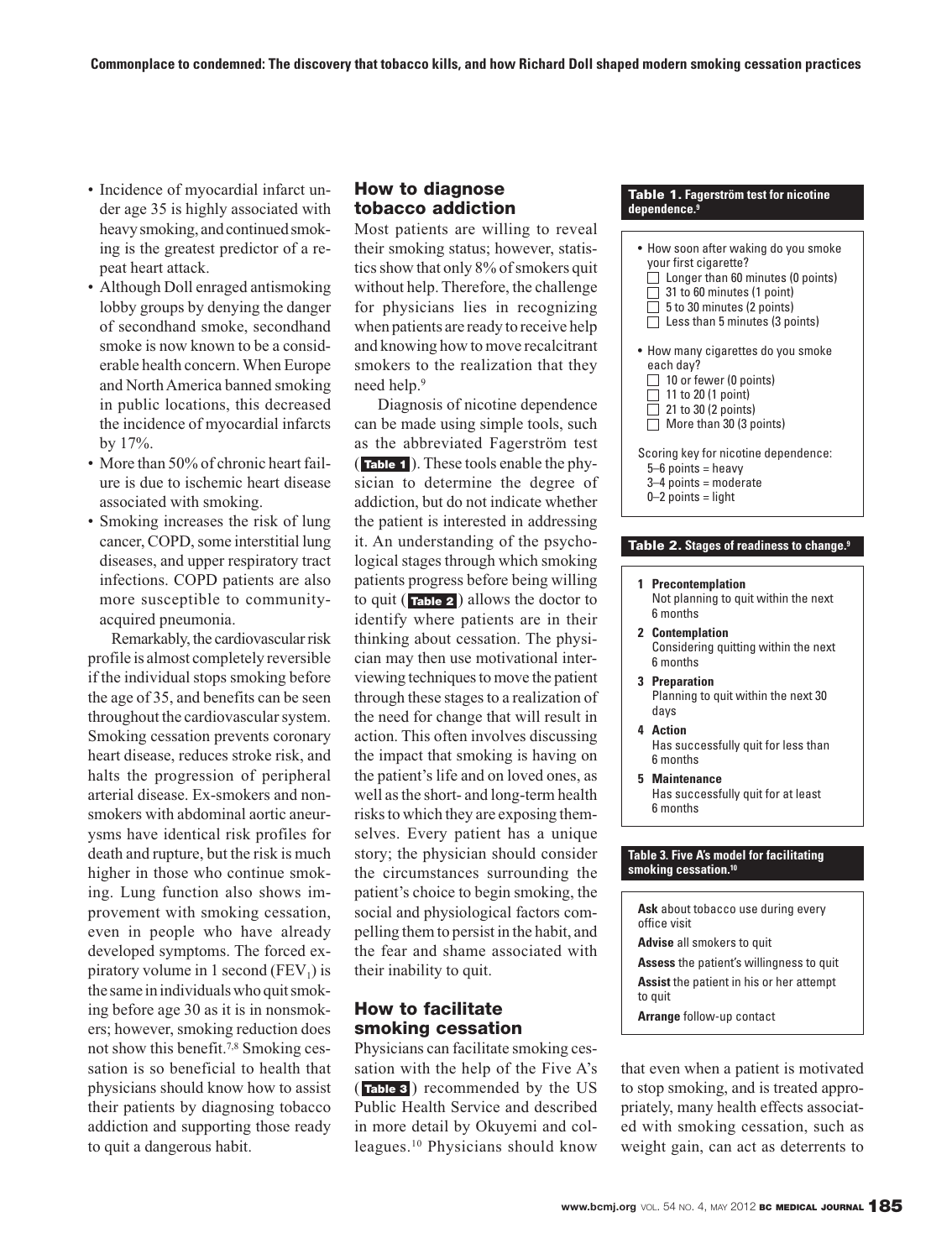- Incidence of myocardial infarct under age 35 is highly associated with heavy smoking, and continued smoking is the greatest predictor of a repeat heart attack.
- Although Doll enraged antismoking lobby groups by denying the danger of secondhand smoke, secondhand smoke is now known to be a considerable health concern. When Europe and North America banned smoking in public locations, this decreased the incidence of myocardial infarcts by 17%.
- More than 50% of chronic heart failure is due to ischemic heart disease associated with smoking.
- Smoking increases the risk of lung cancer, COPD, some interstitial lung diseases, and upper respiratory tract infections. COPD patients are also more susceptible to community-acquired pneumonia.

Remarkably, the cardiovascular risk profile is almost completely reversible if the individual stops smoking before the age of 35, and benefits can be seen throughout the cardiovascular system. Smoking cessation prevents coronary heart disease, reduces stroke risk, and halts the progression of peripheral arterial disease. Ex-smokers and nonsmokers with abdominal aortic aneurysms have identical risk profiles for death and rupture, but the risk is much higher in those who continue smoking. Lung function also shows improvement with smoking cessation, even in people who have already developed symptoms. The forced expiratory volume in 1 second ($FEV_1$) is the same in individuals who quit smoking before age 30 as it is in nonsmokers; however, smoking reduction does not show this benefit.[7,8] Smoking cessation is so beneficial to health that physicians should know how to assist their patients by diagnosing tobacco addiction and supporting those ready to quit a dangerous habit.

## How to diagnose tobacco addiction

Most patients are willing to reveal their smoking status; however, statistics show that only 8% of smokers quit without help. Therefore, the challenge for physicians lies in recognizing when patients are ready to receive help and knowing how to move recalcitrant smokers to the realization that they need help.[9]

Diagnosis of nicotine dependence can be made using simple tools, such as the abbreviated Fagerström test (**Table 1**). These tools enable the physician to determine the degree of addiction, but do not indicate whether the patient is interested in addressing it. An understanding of the psychological stages through which smoking patients progress before being willing to quit (**Table 2**) allows the doctor to identify where patients are in their thinking about cessation. The physician may then use motivational interviewing techniques to move the patient through these stages to a realization of the need for change that will result in action. This often involves discussing the impact that smoking is having on the patient's life and on loved ones, as well as the short- and long-term health risks to which they are exposing themselves. Every patient has a unique story; the physician should consider the circumstances surrounding the patient's choice to begin smoking, the social and physiological factors compelling them to persist in the habit, and the fear and shame associated with their inability to quit.

## How to facilitate smoking cessation

Physicians can facilitate smoking cessation with the help of the Five A's (**Table 3**) recommended by the US Public Health Service and described in more detail by Okuyemi and colleagues.[10] Physicians should know that even when a patient is motivated to stop smoking, and is treated appropriately, many health effects associated with smoking cessation, such as weight gain, can act as deterrents to

**Table 1. Fagerström test for nicotine dependence.[9]**

- How soon after waking do you smoke your first cigarette?
  - ☐ Longer than 60 minutes (0 points)
  - ☐ 31 to 60 minutes (1 point)
  - ☐ 5 to 30 minutes (2 points)
  - ☐ Less than 5 minutes (3 points)
- How many cigarettes do you smoke each day?
  - ☐ 10 or fewer (0 points)
  - ☐ 11 to 20 (1 point)
  - ☐ 21 to 30 (2 points)
  - ☐ More than 30 (3 points)

Scoring key for nicotine dependence:
5–6 points = heavy
3–4 points = moderate
0–2 points = light

**Table 2. Stages of readiness to change.[9]**

1. **Precontemplation** Not planning to quit within the next 6 months
2. **Contemplation** Considering quitting within the next 6 months
3. **Preparation** Planning to quit within the next 30 days
4. **Action** Has successfully quit for less than 6 months
5. **Maintenance** Has successfully quit for at least 6 months

**Table 3. Five A's model for facilitating smoking cessation.[10]**

**Ask** about tobacco use during every office visit
**Advise** all smokers to quit
**Assess** the patient's willingness to quit
**Assist** the patient in his or her attempt to quit
**Arrange** follow-up contact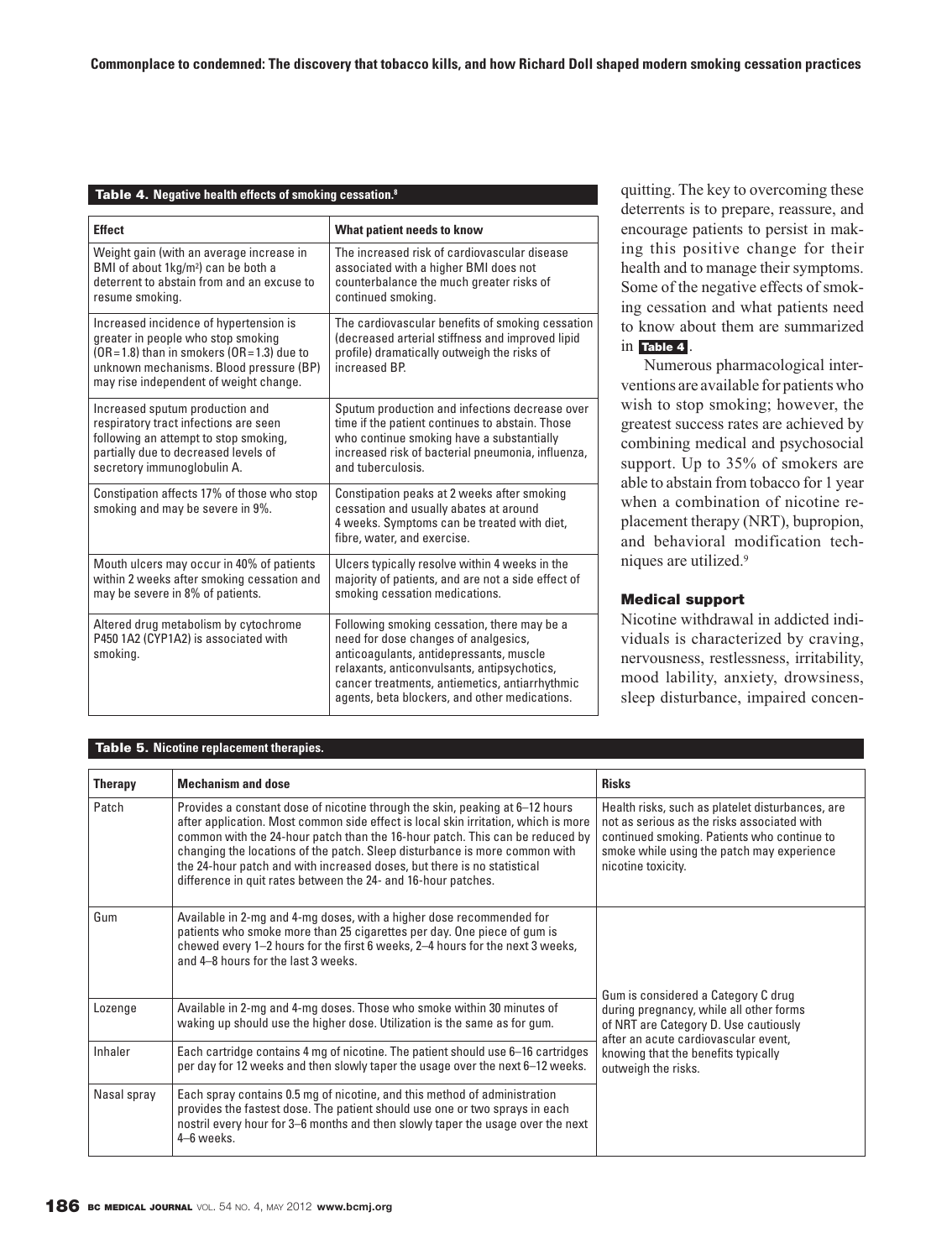**Table 4. Negative health effects of smoking cessation.[8]**

| Effect | What patient needs to know |
|---|---|
| Weight gain (with an average increase in BMI of about 1kg/m$^2$) can be both a deterrent to abstain from and an excuse to resume smoking. | The increased risk of cardiovascular disease associated with a higher BMI does not counterbalance the much greater risks of continued smoking. |
| Increased incidence of hypertension is greater in people who stop smoking (OR = 1.8) than in smokers (OR = 1.3) due to unknown mechanisms. Blood pressure (BP) may rise independent of weight change. | The cardiovascular benefits of smoking cessation (decreased arterial stiffness and improved lipid profile) dramatically outweigh the risks of increased BP. |
| Increased sputum production and respiratory tract infections are seen following an attempt to stop smoking, partially due to decreased levels of secretory immunoglobulin A. | Sputum production and infections decrease over time if the patient continues to abstain. Those who continue smoking have a substantially increased risk of bacterial pneumonia, influenza, and tuberculosis. |
| Constipation affects 17% of those who stop smoking and may be severe in 9%. | Constipation peaks at 2 weeks after smoking cessation and usually abates at around 4 weeks. Symptoms can be treated with diet, fibre, water, and exercise. |
| Mouth ulcers may occur in 40% of patients within 2 weeks after smoking cessation and may be severe in 8% of patients. | Ulcers typically resolve within 4 weeks in the majority of patients, and are not a side effect of smoking cessation medications. |
| Altered drug metabolism by cytochrome P450 1A2 (CYP1A2) is associated with smoking. | Following smoking cessation, there may be a need for dose changes of analgesics, anticoagulants, antidepressants, muscle relaxants, anticonvulsants, antipsychotics, cancer treatments, antiemetics, antiarrhythmic agents, beta blockers, and other medications. |

quitting. The key to overcoming these deterrents is to prepare, reassure, and encourage patients to persist in making this positive change for their health and to manage their symptoms. Some of the negative effects of smoking cessation and what patients need to know about them are summarized in **Table 4**.

Numerous pharmacological interventions are available for patients who wish to stop smoking; however, the greatest success rates are achieved by combining medical and psychosocial support. Up to 35% of smokers are able to abstain from tobacco for 1 year when a combination of nicotine replacement therapy (NRT), bupropion, and behavioral modification techniques are utilized.[9]

### Medical support

Nicotine withdrawal in addicted individuals is characterized by craving, nervousness, restlessness, irritability, mood lability, anxiety, drowsiness, sleep disturbance, impaired concen-

**Table 5. Nicotine replacement therapies.**

| Therapy | Mechanism and dose | Risks |
|---|---|---|
| Patch | Provides a constant dose of nicotine through the skin, peaking at 6–12 hours after application. Most common side effect is local skin irritation, which is more common with the 24-hour patch than the 16-hour patch. This can be reduced by changing the locations of the patch. Sleep disturbance is more common with the 24-hour patch and with increased doses, but there is no statistical difference in quit rates between the 24- and 16-hour patches. | Health risks, such as platelet disturbances, are not as serious as the risks associated with continued smoking. Patients who continue to smoke while using the patch may experience nicotine toxicity. |
| Gum | Available in 2-mg and 4-mg doses, with a higher dose recommended for patients who smoke more than 25 cigarettes per day. One piece of gum is chewed every 1–2 hours for the first 6 weeks, 2–4 hours for the next 3 weeks, and 4–8 hours for the last 3 weeks. | Gum is considered a Category C drug during pregnancy, while all other forms of NRT are Category D. Use cautiously after an acute cardiovascular event, knowing that the benefits typically outweigh the risks. |
| Lozenge | Available in 2-mg and 4-mg doses. Those who smoke within 30 minutes of waking up should use the higher dose. Utilization is the same as for gum. | |
| Inhaler | Each cartridge contains 4 mg of nicotine. The patient should use 6–16 cartridges per day for 12 weeks and then slowly taper the usage over the next 6–12 weeks. | |
| Nasal spray | Each spray contains 0.5 mg of nicotine, and this method of administration provides the fastest dose. The patient should use one or two sprays in each nostril every hour for 3–6 months and then slowly taper the usage over the next 4–6 weeks. | |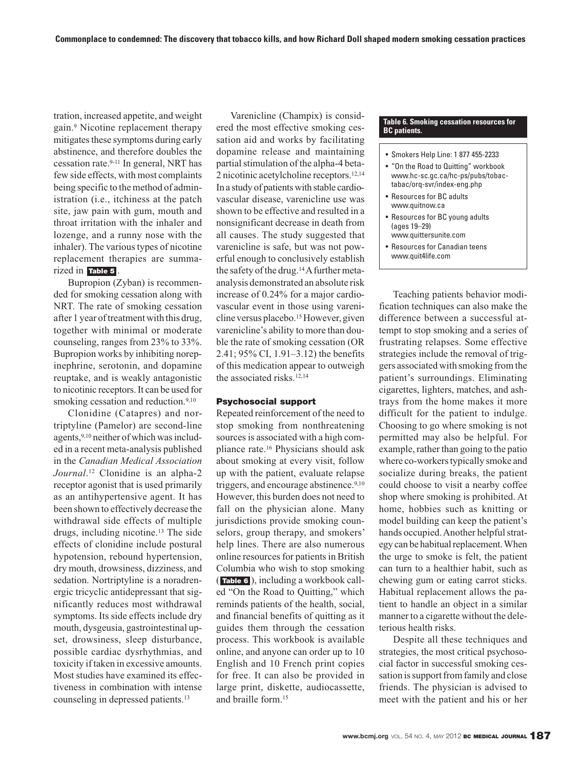tration, increased appetite, and weight gain.[9] Nicotine replacement therapy mitigates these symptoms during early abstinence, and therefore doubles the cessation rate.[9-11] In general, NRT has few side effects, with most complaints being specific to the method of administration (i.e., itchiness at the patch site, jaw pain with gum, mouth and throat irritation with the inhaler and lozenge, and a runny nose with the inhaler). The various types of nicotine replacement therapies are summarized in **Table 5**.

Bupropion (Zyban) is recommended for smoking cessation along with NRT. The rate of smoking cessation after 1 year of treatment with this drug, together with minimal or moderate counseling, ranges from 23% to 33%. Bupropion works by inhibiting norepinephrine, serotonin, and dopamine reuptake, and is weakly antagonistic to nicotinic receptors. It can be used for smoking cessation and reduction.[9,10]

Clonidine (Catapres) and nortriptyline (Pamelor) are second-line agents,[9,10] neither of which was included in a recent meta-analysis published in the *Canadian Medical Association Journal*.[12] Clonidine is an alpha-2 receptor agonist that is used primarily as an antihypertensive agent. It has been shown to effectively decrease the withdrawal side effects of multiple drugs, including nicotine.[13] The side effects of clonidine include postural hypotension, rebound hypertension, dry mouth, drowsiness, dizziness, and sedation. Nortriptyline is a noradrenergic tricyclic antidepressant that significantly reduces most withdrawal symptoms. Its side effects include dry mouth, dysgeusia, gastrointestinal upset, drowsiness, sleep disturbance, possible cardiac dysrhythmias, and toxicity if taken in excessive amounts. Most studies have examined its effectiveness in combination with intense counseling in depressed patients.[13]

Varenicline (Champix) is considered the most effective smoking cessation aid and works by facilitating dopamine release and maintaining partial stimulation of the alpha-4 beta-2 nicotinic acetylcholine receptors.[12,14] In a study of patients with stable cardiovascular disease, varenicline use was shown to be effective and resulted in a nonsignificant decrease in death from all causes. The study suggested that varenicline is safe, but was not powerful enough to conclusively establish the safety of the drug.[14] A further meta-analysis demonstrated an absolute risk increase of 0.24% for a major cardiovascular event in those using varenicline versus placebo.[15] However, given varenicline's ability to more than double the rate of smoking cessation (OR 2.41; 95% CI, 1.91–3.12) the benefits of this medication appear to outweigh the associated risks.[12,14]

### Psychosocial support

Repeated reinforcement of the need to stop smoking from nonthreatening sources is associated with a high compliance rate.[16] Physicians should ask about smoking at every visit, follow up with the patient, evaluate relapse triggers, and encourage abstinence.[9,10] However, this burden does not need to fall on the physician alone. Many jurisdictions provide smoking counselors, group therapy, and smokers' help lines. There are also numerous online resources for patients in British Columbia who wish to stop smoking (**Table 6**), including a workbook called "On the Road to Quitting," which reminds patients of the health, social, and financial benefits of quitting as it guides them through the cessation process. This workbook is available online, and anyone can order up to 10 English and 10 French print copies for free. It can also be provided in large print, diskette, audiocassette, and braille form.[15]

**Table 6. Smoking cessation resources for BC patients.**

- Smokers Help Line: 1 877 455-2233
- "On the Road to Quitting" workbook www.hc-sc.gc.ca/hc-ps/pubs/tobac-tabac/orq-svr/index-eng.php
- Resources for BC adults www.quitnow.ca
- Resources for BC young adults (ages 19–29) www.quittersunite.com
- Resources for Canadian teens www.quit4life.com

Teaching patients behavior modification techniques can also make the difference between a successful attempt to stop smoking and a series of frustrating relapses. Some effective strategies include the removal of triggers associated with smoking from the patient's surroundings. Eliminating cigarettes, lighters, matches, and ashtrays from the home makes it more difficult for the patient to indulge. Choosing to go where smoking is not permitted may also be helpful. For example, rather than going to the patio where co-workers typically smoke and socialize during breaks, the patient could choose to visit a nearby coffee shop where smoking is prohibited. At home, hobbies such as knitting or model building can keep the patient's hands occupied. Another helpful strategy can be habitual replacement. When the urge to smoke is felt, the patient can turn to a healthier habit, such as chewing gum or eating carrot sticks. Habitual replacement allows the patient to handle an object in a similar manner to a cigarette without the deleterious health risks.

Despite all these techniques and strategies, the most critical psychosocial factor in successful smoking cessation is support from family and close friends. The physician is advised to meet with the patient and his or her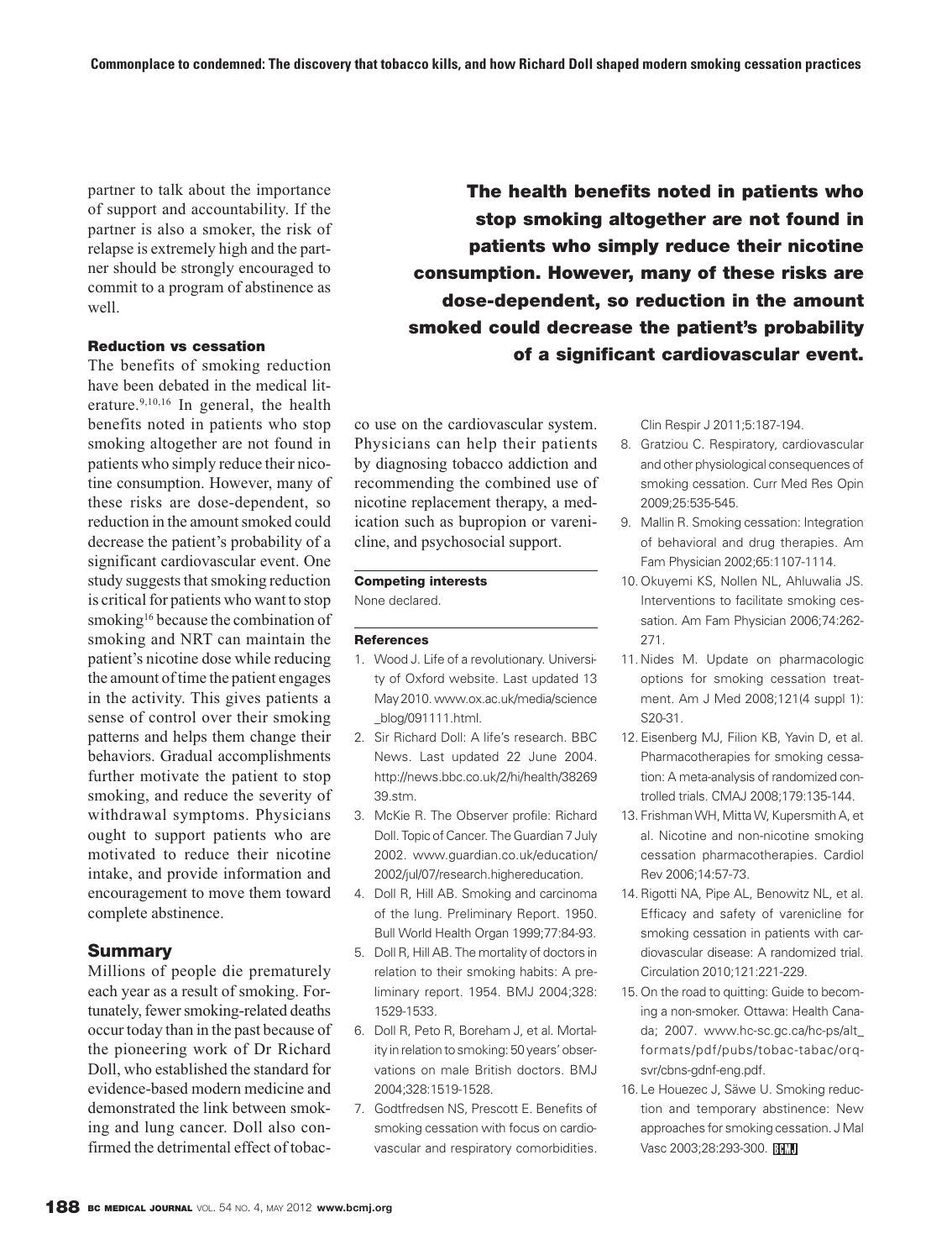partner to talk about the importance of support and accountability. If the partner is also a smoker, the risk of relapse is extremely high and the partner should be strongly encouraged to commit to a program of abstinence as well.

**The health benefits noted in patients who stop smoking altogether are not found in patients who simply reduce their nicotine consumption. However, many of these risks are dose-dependent, so reduction in the amount smoked could decrease the patient's probability of a significant cardiovascular event.**

#### Reduction vs cessation

The benefits of smoking reduction have been debated in the medical literature.[9,10,16] In general, the health benefits noted in patients who stop smoking altogether are not found in patients who simply reduce their nicotine consumption. However, many of these risks are dose-dependent, so reduction in the amount smoked could decrease the patient's probability of a significant cardiovascular event. One study suggests that smoking reduction is critical for patients who want to stop smoking[16] because the combination of smoking and NRT can maintain the patient's nicotine dose while reducing the amount of time the patient engages in the activity. This gives patients a sense of control over their smoking patterns and helps them change their behaviors. Gradual accomplishments further motivate the patient to stop smoking, and reduce the severity of withdrawal symptoms. Physicians ought to support patients who are motivated to reduce their nicotine intake, and provide information and encouragement to move them toward complete abstinence.

## Summary

Millions of people die prematurely each year as a result of smoking. Fortunately, fewer smoking-related deaths occur today than in the past because of the pioneering work of Dr Richard Doll, who established the standard for evidence-based modern medicine and demonstrated the link between smoking and lung cancer. Doll also confirmed the detrimental effect of tobacco use on the cardiovascular system. Physicians can help their patients by diagnosing tobacco addiction and recommending the combined use of nicotine replacement therapy, a medication such as bupropion or varenicline, and psychosocial support.

#### Competing interests

None declared.

#### References

1. Wood J. Life of a revolutionary. University of Oxford website. Last updated 13 May 2010. www.ox.ac.uk/media/science_blog/091111.html.
2. Sir Richard Doll: A life's research. BBC News. Last updated 22 June 2004. http://news.bbc.co.uk/2/hi/health/3826939.stm.
3. McKie R. The Observer profile: Richard Doll. Topic of Cancer. The Guardian 7 July 2002. www.guardian.co.uk/education/2002/jul/07/research.highereducation.
4. Doll R, Hill AB. Smoking and carcinoma of the lung. Preliminary Report. 1950. Bull World Health Organ 1999;77:84-93.
5. Doll R, Hill AB. The mortality of doctors in relation to their smoking habits: A preliminary report. 1954. BMJ 2004;328:1529-1533.
6. Doll R, Peto R, Boreham J, et al. Mortality in relation to smoking: 50 years' observations on male British doctors. BMJ 2004;328:1519-1528.
7. Godtfredsen NS, Prescott E. Benefits of smoking cessation with focus on cardiovascular and respiratory comorbidities. Clin Respir J 2011;5:187-194.
8. Gratziou C. Respiratory, cardiovascular and other physiological consequences of smoking cessation. Curr Med Res Opin 2009;25:535-545.
9. Mallin R. Smoking cessation: Integration of behavioral and drug therapies. Am Fam Physician 2002;65:1107-1114.
10. Okuyemi KS, Nollen NL, Ahluwalia JS. Interventions to facilitate smoking cessation. Am Fam Physician 2006;74:262-271.
11. Nides M. Update on pharmacologic options for smoking cessation treatment. Am J Med 2008;121(4 suppl 1):S20-31.
12. Eisenberg MJ, Filion KB, Yavin D, et al. Pharmacotherapies for smoking cessation: A meta-analysis of randomized controlled trials. CMAJ 2008;179:135-144.
13. Frishman WH, Mitta W, Kupersmith A, et al. Nicotine and non-nicotine smoking cessation pharmacotherapies. Cardiol Rev 2006;14:57-73.
14. Rigotti NA, Pipe AL, Benowitz NL, et al. Efficacy and safety of varenicline for smoking cessation in patients with cardiovascular disease: A randomized trial. Circulation 2010;121:221-229.
15. On the road to quitting: Guide to becoming a non-smoker. Ottawa: Health Canada; 2007. www.hc-sc.gc.ca/hc-ps/alt_formats/pdf/pubs/tobac-tabac/orq-svr/cbns-gdnf-eng.pdf.
16. Le Houezec J, Säwe U. Smoking reduction and temporary abstinence: New approaches for smoking cessation. J Mal Vasc 2003;28:293-300.